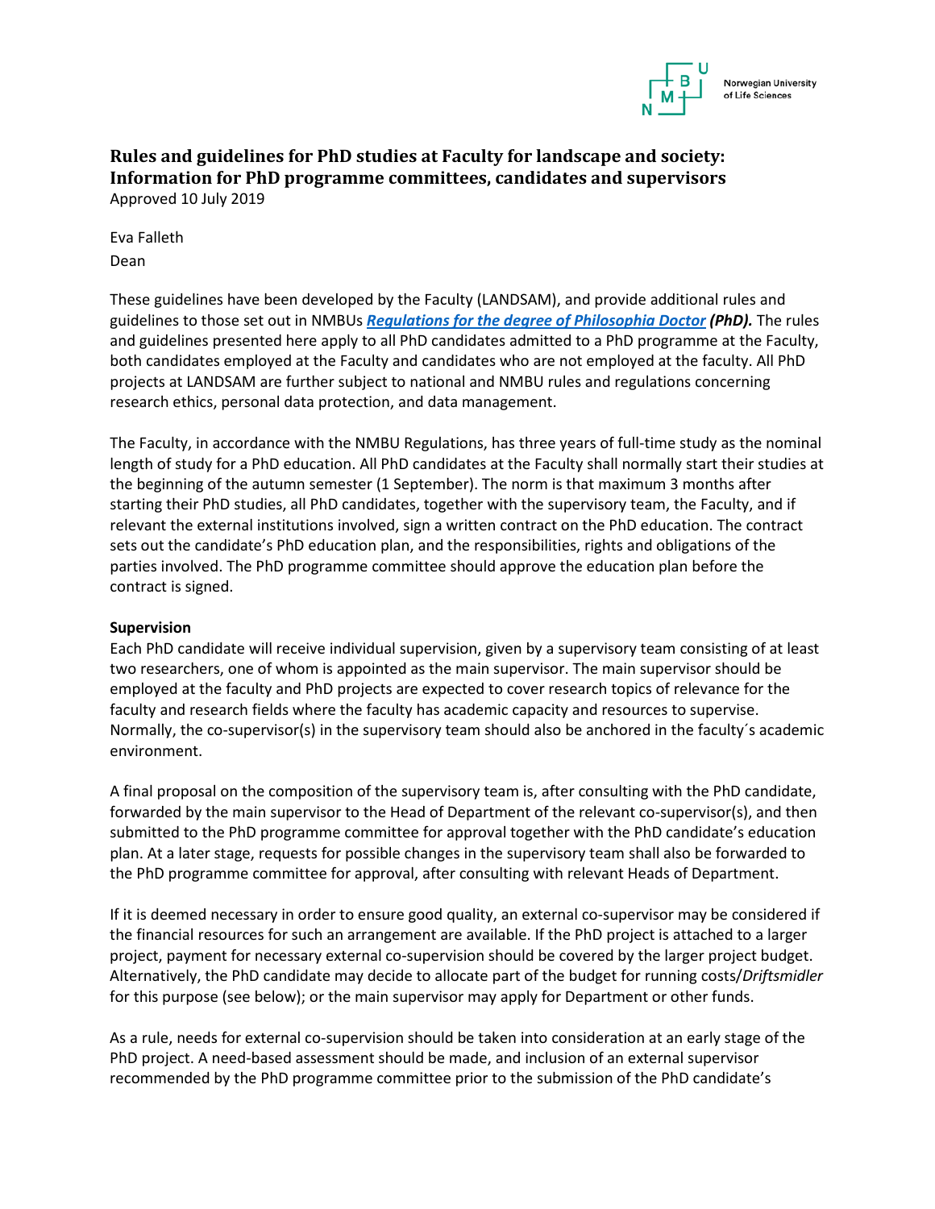# Rules and guidelines for PhD studies at Faculty for landscape and society: Information for PhD programme committees, candidates and supervisors

Approved 10 July 2019

Eva Falleth

Dean

These guidelines have been developed by the Faculty (LANDSAM), and provide additional rules and guidelines to those set out in NMBUs ***Regulations for the degree of Philosophia Doctor* (PhD).** The rules and guidelines presented here apply to all PhD candidates admitted to a PhD programme at the Faculty, both candidates employed at the Faculty and candidates who are not employed at the faculty. All PhD projects at LANDSAM are further subject to national and NMBU rules and regulations concerning research ethics, personal data protection, and data management.

The Faculty, in accordance with the NMBU Regulations, has three years of full-time study as the nominal length of study for a PhD education. All PhD candidates at the Faculty shall normally start their studies at the beginning of the autumn semester (1 September). The norm is that maximum 3 months after starting their PhD studies, all PhD candidates, together with the supervisory team, the Faculty, and if relevant the external institutions involved, sign a written contract on the PhD education. The contract sets out the candidate's PhD education plan, and the responsibilities, rights and obligations of the parties involved. The PhD programme committee should approve the education plan before the contract is signed.

**Supervision**

Each PhD candidate will receive individual supervision, given by a supervisory team consisting of at least two researchers, one of whom is appointed as the main supervisor. The main supervisor should be employed at the faculty and PhD projects are expected to cover research topics of relevance for the faculty and research fields where the faculty has academic capacity and resources to supervise. Normally, the co-supervisor(s) in the supervisory team should also be anchored in the faculty´s academic environment.

A final proposal on the composition of the supervisory team is, after consulting with the PhD candidate, forwarded by the main supervisor to the Head of Department of the relevant co-supervisor(s), and then submitted to the PhD programme committee for approval together with the PhD candidate's education plan. At a later stage, requests for possible changes in the supervisory team shall also be forwarded to the PhD programme committee for approval, after consulting with relevant Heads of Department.

If it is deemed necessary in order to ensure good quality, an external co-supervisor may be considered if the financial resources for such an arrangement are available. If the PhD project is attached to a larger project, payment for necessary external co-supervision should be covered by the larger project budget. Alternatively, the PhD candidate may decide to allocate part of the budget for running costs/*Driftsmidler* for this purpose (see below); or the main supervisor may apply for Department or other funds.

As a rule, needs for external co-supervision should be taken into consideration at an early stage of the PhD project. A need-based assessment should be made, and inclusion of an external supervisor recommended by the PhD programme committee prior to the submission of the PhD candidate's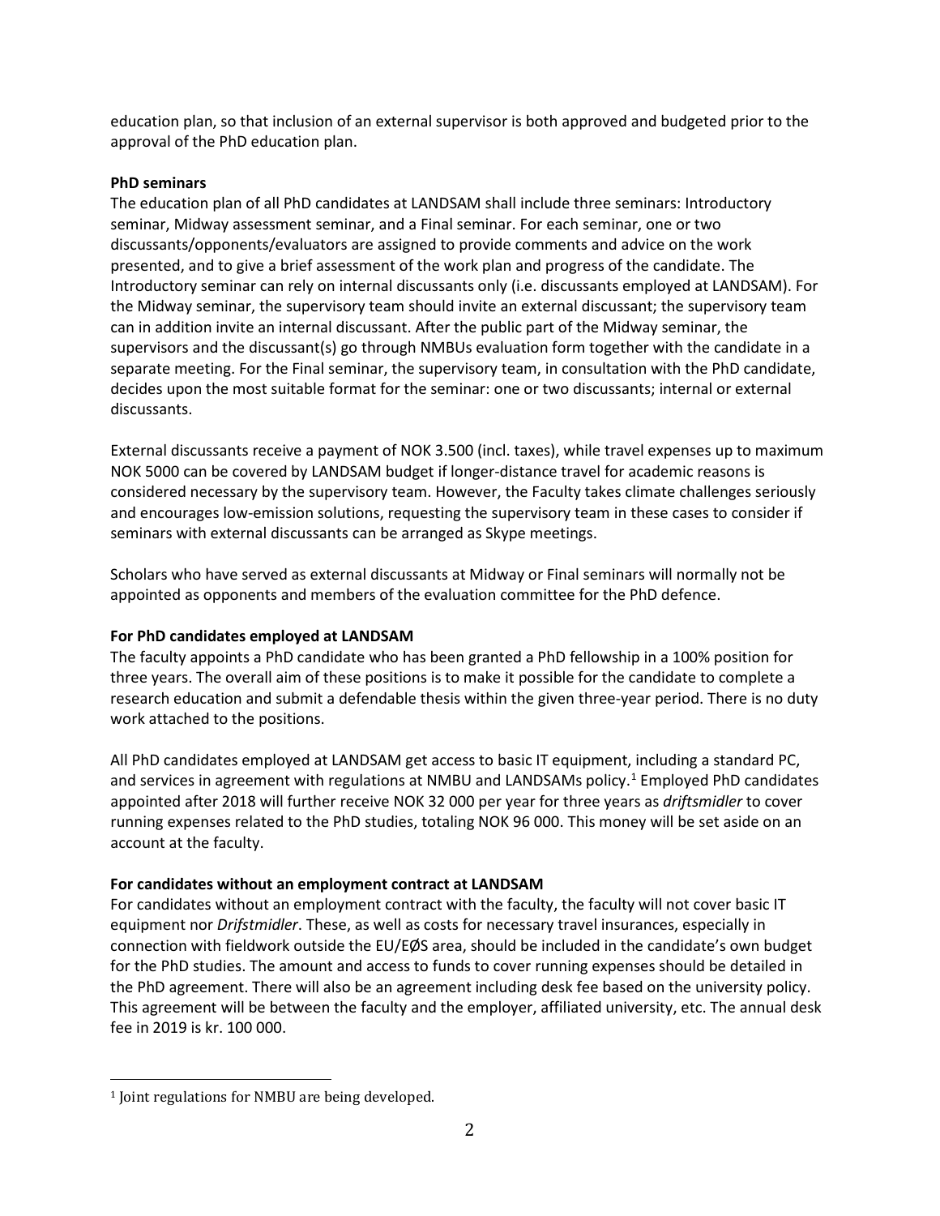education plan, so that inclusion of an external supervisor is both approved and budgeted prior to the approval of the PhD education plan.

**PhD seminars**

The education plan of all PhD candidates at LANDSAM shall include three seminars: Introductory seminar, Midway assessment seminar, and a Final seminar. For each seminar, one or two discussants/opponents/evaluators are assigned to provide comments and advice on the work presented, and to give a brief assessment of the work plan and progress of the candidate. The Introductory seminar can rely on internal discussants only (i.e. discussants employed at LANDSAM). For the Midway seminar, the supervisory team should invite an external discussant; the supervisory team can in addition invite an internal discussant. After the public part of the Midway seminar, the supervisors and the discussant(s) go through NMBUs evaluation form together with the candidate in a separate meeting. For the Final seminar, the supervisory team, in consultation with the PhD candidate, decides upon the most suitable format for the seminar: one or two discussants; internal or external discussants.

External discussants receive a payment of NOK 3.500 (incl. taxes), while travel expenses up to maximum NOK 5000 can be covered by LANDSAM budget if longer-distance travel for academic reasons is considered necessary by the supervisory team. However, the Faculty takes climate challenges seriously and encourages low-emission solutions, requesting the supervisory team in these cases to consider if seminars with external discussants can be arranged as Skype meetings.

Scholars who have served as external discussants at Midway or Final seminars will normally not be appointed as opponents and members of the evaluation committee for the PhD defence.

**For PhD candidates employed at LANDSAM**

The faculty appoints a PhD candidate who has been granted a PhD fellowship in a 100% position for three years. The overall aim of these positions is to make it possible for the candidate to complete a research education and submit a defendable thesis within the given three-year period. There is no duty work attached to the positions.

All PhD candidates employed at LANDSAM get access to basic IT equipment, including a standard PC, and services in agreement with regulations at NMBU and LANDSAMs policy.[1] Employed PhD candidates appointed after 2018 will further receive NOK 32 000 per year for three years as *driftsmidler* to cover running expenses related to the PhD studies, totaling NOK 96 000. This money will be set aside on an account at the faculty.

**For candidates without an employment contract at LANDSAM**

For candidates without an employment contract with the faculty, the faculty will not cover basic IT equipment nor *Drifstmidler*. These, as well as costs for necessary travel insurances, especially in connection with fieldwork outside the EU/EØS area, should be included in the candidate's own budget for the PhD studies. The amount and access to funds to cover running expenses should be detailed in the PhD agreement. There will also be an agreement including desk fee based on the university policy. This agreement will be between the faculty and the employer, affiliated university, etc. The annual desk fee in 2019 is kr. 100 000.

[1] Joint regulations for NMBU are being developed.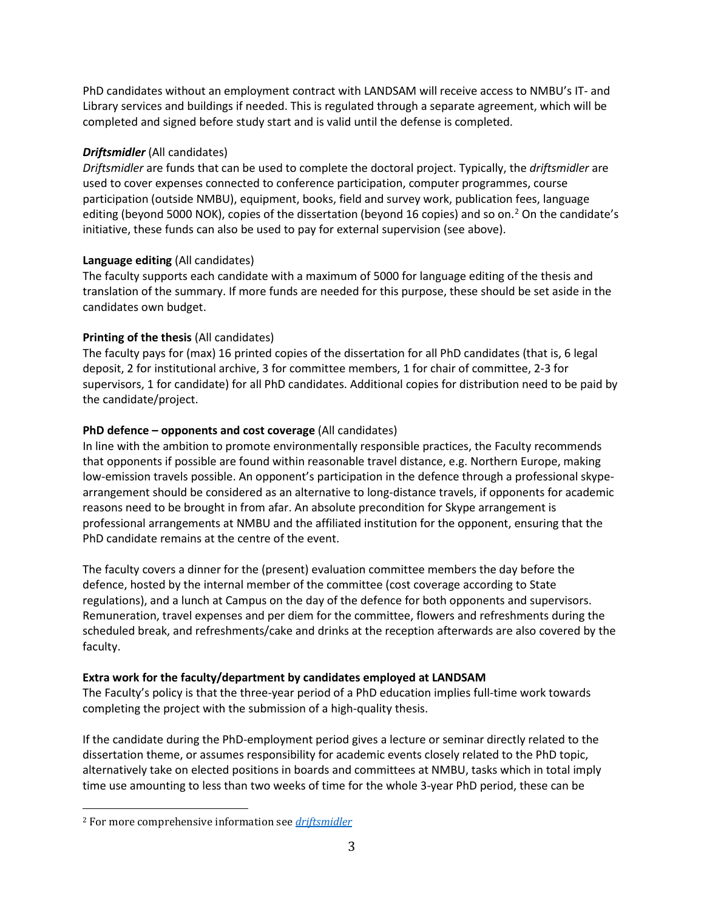PhD candidates without an employment contract with LANDSAM will receive access to NMBU's IT- and Library services and buildings if needed. This is regulated through a separate agreement, which will be completed and signed before study start and is valid until the defense is completed.

***Driftsmidler*** (All candidates)

*Driftsmidler* are funds that can be used to complete the doctoral project. Typically, the *driftsmidler* are used to cover expenses connected to conference participation, computer programmes, course participation (outside NMBU), equipment, books, field and survey work, publication fees, language editing (beyond 5000 NOK), copies of the dissertation (beyond 16 copies) and so on.[2] On the candidate's initiative, these funds can also be used to pay for external supervision (see above).

**Language editing** (All candidates)

The faculty supports each candidate with a maximum of 5000 for language editing of the thesis and translation of the summary. If more funds are needed for this purpose, these should be set aside in the candidates own budget.

**Printing of the thesis** (All candidates)

The faculty pays for (max) 16 printed copies of the dissertation for all PhD candidates (that is, 6 legal deposit, 2 for institutional archive, 3 for committee members, 1 for chair of committee, 2-3 for supervisors, 1 for candidate) for all PhD candidates. Additional copies for distribution need to be paid by the candidate/project.

**PhD defence – opponents and cost coverage** (All candidates)

In line with the ambition to promote environmentally responsible practices, the Faculty recommends that opponents if possible are found within reasonable travel distance, e.g. Northern Europe, making low-emission travels possible. An opponent's participation in the defence through a professional skype-arrangement should be considered as an alternative to long-distance travels, if opponents for academic reasons need to be brought in from afar. An absolute precondition for Skype arrangement is professional arrangements at NMBU and the affiliated institution for the opponent, ensuring that the PhD candidate remains at the centre of the event.

The faculty covers a dinner for the (present) evaluation committee members the day before the defence, hosted by the internal member of the committee (cost coverage according to State regulations), and a lunch at Campus on the day of the defence for both opponents and supervisors. Remuneration, travel expenses and per diem for the committee, flowers and refreshments during the scheduled break, and refreshments/cake and drinks at the reception afterwards are also covered by the faculty.

**Extra work for the faculty/department by candidates employed at LANDSAM**

The Faculty's policy is that the three-year period of a PhD education implies full-time work towards completing the project with the submission of a high-quality thesis.

If the candidate during the PhD-employment period gives a lecture or seminar directly related to the dissertation theme, or assumes responsibility for academic events closely related to the PhD topic, alternatively take on elected positions in boards and committees at NMBU, tasks which in total imply time use amounting to less than two weeks of time for the whole 3-year PhD period, these can be

[2] For more comprehensive information see *driftsmidler*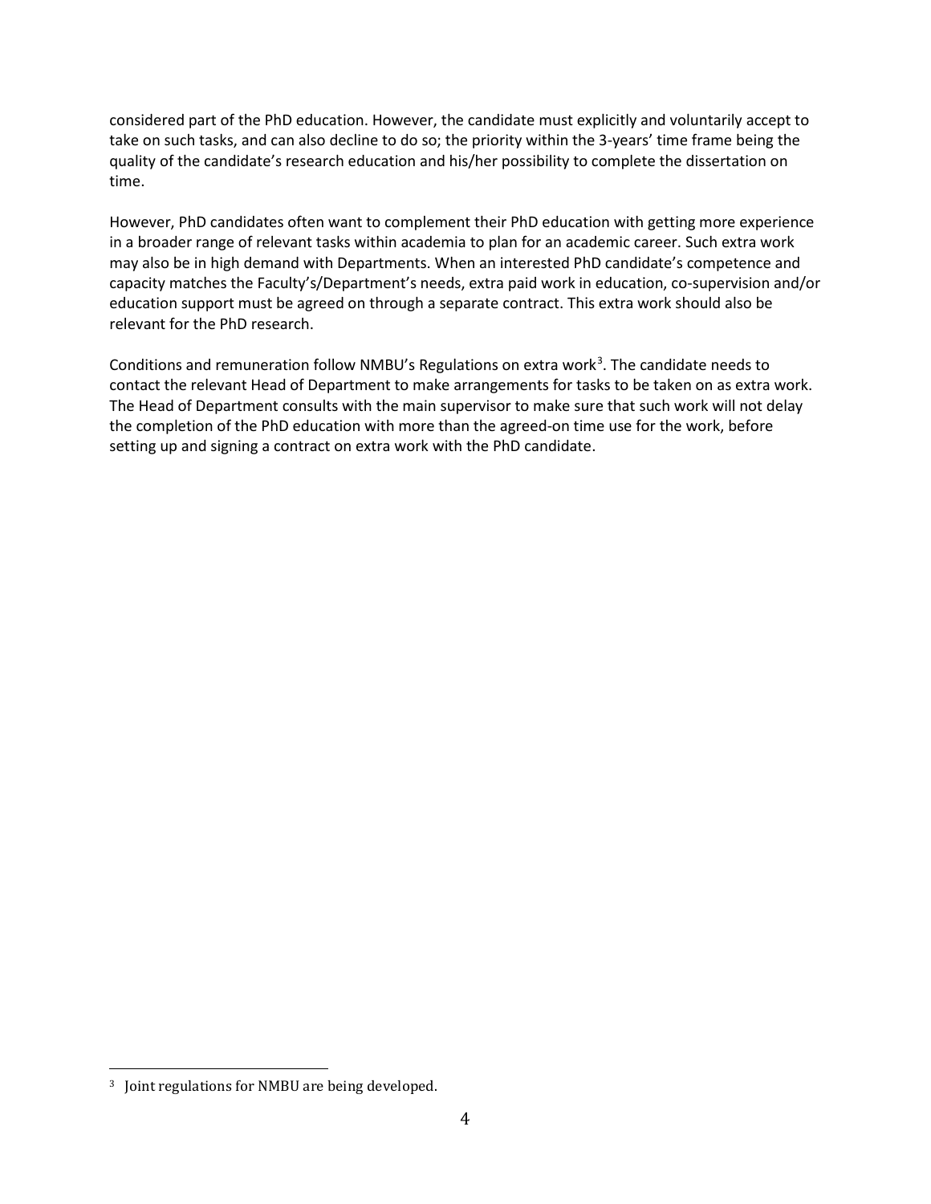considered part of the PhD education. However, the candidate must explicitly and voluntarily accept to take on such tasks, and can also decline to do so; the priority within the 3-years' time frame being the quality of the candidate's research education and his/her possibility to complete the dissertation on time.

However, PhD candidates often want to complement their PhD education with getting more experience in a broader range of relevant tasks within academia to plan for an academic career. Such extra work may also be in high demand with Departments. When an interested PhD candidate's competence and capacity matches the Faculty's/Department's needs, extra paid work in education, co-supervision and/or education support must be agreed on through a separate contract. This extra work should also be relevant for the PhD research.

Conditions and remuneration follow NMBU's Regulations on extra work[3]. The candidate needs to contact the relevant Head of Department to make arrangements for tasks to be taken on as extra work. The Head of Department consults with the main supervisor to make sure that such work will not delay the completion of the PhD education with more than the agreed-on time use for the work, before setting up and signing a contract on extra work with the PhD candidate.

[3] Joint regulations for NMBU are being developed.